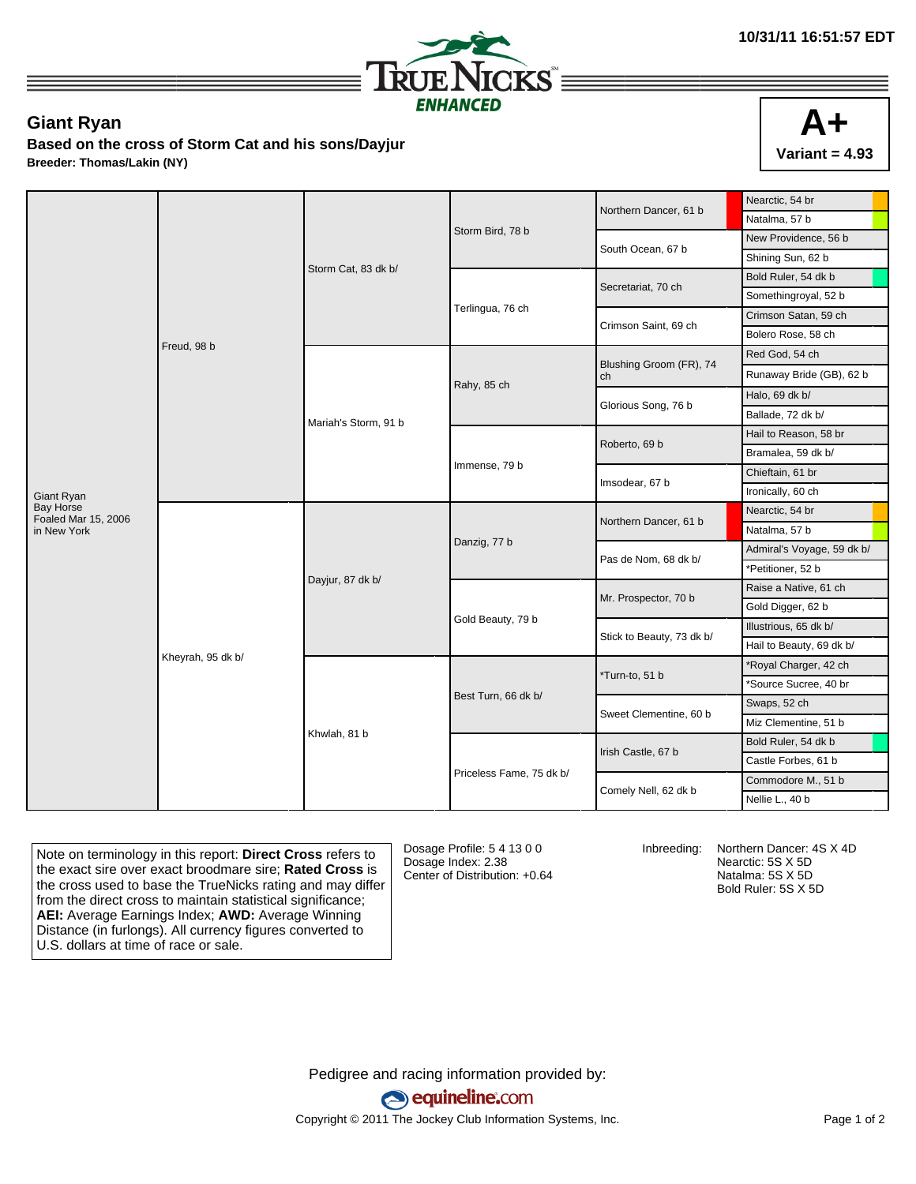10/31/11 16:51:57 EDT

TRUE NICKS ENHANCED

## Giant Ryan

**Based on the cross of Storm Cat and his sons/Dayjur**

**Breeder: Thomas/Lakin (NY)**

**A+**

**Variant = 4.93**

| | | | | | |
|---|---|---|---|---|---|
| Giant Ryan<br>Bay Horse<br>Foaled Mar 15, 2006<br>in New York | Freud, 98 b | Storm Cat, 83 dk b/ | Storm Bird, 78 b | Northern Dancer, 61 b | Nearctic, 54 br |
| | | | | | Natalma, 57 b |
| | | | | South Ocean, 67 b | New Providence, 56 b |
| | | | | | Shining Sun, 62 b |
| | | | Terlingua, 76 ch | Secretariat, 70 ch | Bold Ruler, 54 dk b |
| | | | | | Somethingroyal, 52 b |
| | | | | Crimson Saint, 69 ch | Crimson Satan, 59 ch |
| | | | | | Bolero Rose, 58 ch |
| | | Mariah's Storm, 91 b | Rahy, 85 ch | Blushing Groom (FR), 74 ch | Red God, 54 ch |
| | | | | | Runaway Bride (GB), 62 b |
| | | | | Glorious Song, 76 b | Halo, 69 dk b/ |
| | | | | | Ballade, 72 dk b/ |
| | | | Immense, 79 b | Roberto, 69 b | Hail to Reason, 58 br |
| | | | | | Bramalea, 59 dk b/ |
| | | | | Imsodear, 67 b | Chieftain, 61 br |
| | | | | | Ironically, 60 ch |
| | Kheyrah, 95 dk b/ | Dayjur, 87 dk b/ | Danzig, 77 b | Northern Dancer, 61 b | Nearctic, 54 br |
| | | | | | Natalma, 57 b |
| | | | | Pas de Nom, 68 dk b/ | Admiral's Voyage, 59 dk b/ |
| | | | | | *Petitioner, 52 b |
| | | | Gold Beauty, 79 b | Mr. Prospector, 70 b | Raise a Native, 61 ch |
| | | | | | Gold Digger, 62 b |
| | | | | Stick to Beauty, 73 dk b/ | Illustrious, 65 dk b/ |
| | | | | | Hail to Beauty, 69 dk b/ |
| | | Khwlah, 81 b | Best Turn, 66 dk b/ | *Turn-to, 51 b | *Royal Charger, 42 ch |
| | | | | | *Source Sucree, 40 br |
| | | | | Sweet Clementine, 60 b | Swaps, 52 ch |
| | | | | | Miz Clementine, 51 b |
| | | | Priceless Fame, 75 dk b/ | Irish Castle, 67 b | Bold Ruler, 54 dk b |
| | | | | | Castle Forbes, 61 b |
| | | | | Comely Nell, 62 dk b | Commodore M., 51 b |
| | | | | | Nellie L., 40 b |

Note on terminology in this report: **Direct Cross** refers to the exact sire over exact broodmare sire; **Rated Cross** is the cross used to base the TrueNicks rating and may differ from the direct cross to maintain statistical significance; **AEI:** Average Earnings Index; **AWD:** Average Winning Distance (in furlongs). All currency figures converted to U.S. dollars at time of race or sale.

Dosage Profile: 5 4 13 0 0
Dosage Index: 2.38
Center of Distribution: +0.64

Inbreeding:
Northern Dancer: 4S X 4D
Nearctic: 5S X 5D
Natalma: 5S X 5D
Bold Ruler: 5S X 5D

Pedigree and racing information provided by:

equineline.com

Copyright © 2011 The Jockey Club Information Systems, Inc.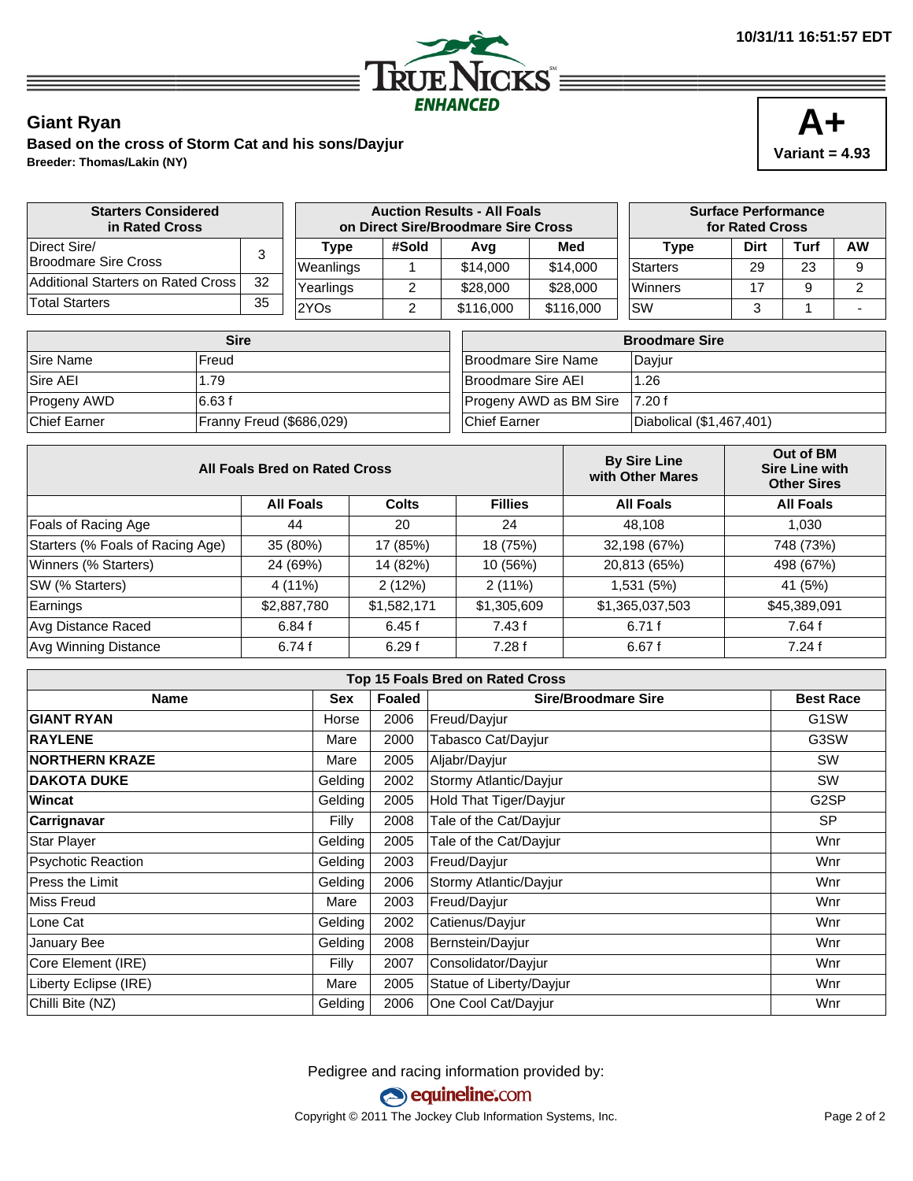10/31/11 16:51:57 EDT

TRUE NICKS ENHANCED

## Giant Ryan

**Based on the cross of Storm Cat and his sons/Dayjur**

**Breeder: Thomas/Lakin (NY)**

**A+**
**Variant = 4.93**

| Starters Considered in Rated Cross | |
|---|---|
| Direct Sire/ Broodmare Sire Cross | 3 |
| Additional Starters on Rated Cross | 32 |
| Total Starters | 35 |

| Auction Results - All Foals on Direct Sire/Broodmare Sire Cross | | | |
|---|---|---|---|
| **Type** | **#Sold** | **Avg** | **Med** |
| Weanlings | 1 | $14,000 | $14,000 |
| Yearlings | 2 | $28,000 | $28,000 |
| 2YOs | 2 | $116,000 | $116,000 |

| Surface Performance for Rated Cross | | | |
|---|---|---|---|
| **Type** | **Dirt** | **Turf** | **AW** |
| Starters | 29 | 23 | 9 |
| Winners | 17 | 9 | 2 |
| SW | 3 | 1 | - |

| Sire | |
|---|---|
| Sire Name | Freud |
| Sire AEI | 1.79 |
| Progeny AWD | 6.63 f |
| Chief Earner | Franny Freud ($686,029) |

| Broodmare Sire | |
|---|---|
| Broodmare Sire Name | Dayjur |
| Broodmare Sire AEI | 1.26 |
| Progeny AWD as BM Sire | 7.20 f |
| Chief Earner | Diabolical ($1,467,401) |

| All Foals Bred on Rated Cross | | | | By Sire Line with Other Mares | Out of BM Sire Line with Other Sires |
|---|---|---|---|---|---|
| | **All Foals** | **Colts** | **Fillies** | **All Foals** | **All Foals** |
| Foals of Racing Age | 44 | 20 | 24 | 48,108 | 1,030 |
| Starters (% Foals of Racing Age) | 35 (80%) | 17 (85%) | 18 (75%) | 32,198 (67%) | 748 (73%) |
| Winners (% Starters) | 24 (69%) | 14 (82%) | 10 (56%) | 20,813 (65%) | 498 (67%) |
| SW (% Starters) | 4 (11%) | 2 (12%) | 2 (11%) | 1,531 (5%) | 41 (5%) |
| Earnings | $2,887,780 | $1,582,171 | $1,305,609 | $1,365,037,503 | $45,389,091 |
| Avg Distance Raced | 6.84 f | 6.45 f | 7.43 f | 6.71 f | 7.64 f |
| Avg Winning Distance | 6.74 f | 6.29 f | 7.28 f | 6.67 f | 7.24 f |

| Top 15 Foals Bred on Rated Cross | | | | |
|---|---|---|---|---|
| **Name** | **Sex** | **Foaled** | **Sire/Broodmare Sire** | **Best Race** |
| **GIANT RYAN** | Horse | 2006 | Freud/Dayjur | G1SW |
| **RAYLENE** | Mare | 2000 | Tabasco Cat/Dayjur | G3SW |
| **NORTHERN KRAZE** | Mare | 2005 | Aljabr/Dayjur | SW |
| **DAKOTA DUKE** | Gelding | 2002 | Stormy Atlantic/Dayjur | SW |
| **Wincat** | Gelding | 2005 | Hold That Tiger/Dayjur | G2SP |
| **Carrignavar** | Filly | 2008 | Tale of the Cat/Dayjur | SP |
| Star Player | Gelding | 2005 | Tale of the Cat/Dayjur | Wnr |
| Psychotic Reaction | Gelding | 2003 | Freud/Dayjur | Wnr |
| Press the Limit | Gelding | 2006 | Stormy Atlantic/Dayjur | Wnr |
| Miss Freud | Mare | 2003 | Freud/Dayjur | Wnr |
| Lone Cat | Gelding | 2002 | Catienus/Dayjur | Wnr |
| January Bee | Gelding | 2008 | Bernstein/Dayjur | Wnr |
| Core Element (IRE) | Filly | 2007 | Consolidator/Dayjur | Wnr |
| Liberty Eclipse (IRE) | Mare | 2005 | Statue of Liberty/Dayjur | Wnr |
| Chilli Bite (NZ) | Gelding | 2006 | One Cool Cat/Dayjur | Wnr |

Pedigree and racing information provided by:

equineline.com

Copyright © 2011 The Jockey Club Information Systems, Inc.